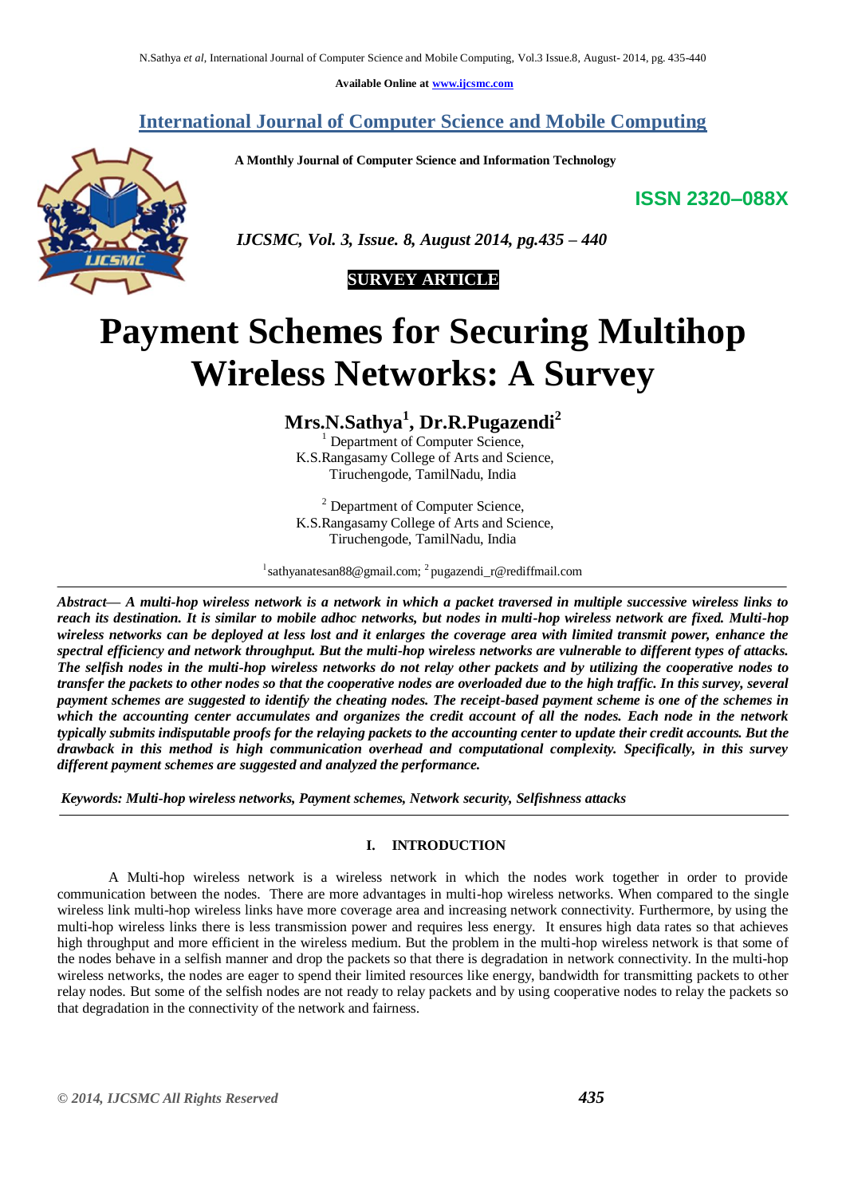Available Online at www.ijcsmc.com

# International Journal of Computer Science and Mobile Computing

**A Monthly Journal of Computer Science and Information Technology**

**ISSN 2320–088X**

*IJCSMC, Vol. 3, Issue. 8, August 2014, pg.435 – 440*

**SURVEY ARTICLE**

# Payment Schemes for Securing Multihop Wireless Networks: A Survey

**Mrs.N.Sathya[1], Dr.R.Pugazendi[2]**

[1] Department of Computer Science,
K.S.Rangasamy College of Arts and Science,
Tiruchengode, TamilNadu, India

[2] Department of Computer Science,
K.S.Rangasamy College of Arts and Science,
Tiruchengode, TamilNadu, India

[1] sathyanatesan88@gmail.com; [2] pugazendi_r@rediffmail.com

***Abstract*— *A multi-hop wireless network is a network in which a packet traversed in multiple successive wireless links to reach its destination. It is similar to mobile adhoc networks, but nodes in multi-hop wireless network are fixed. Multi-hop wireless networks can be deployed at less lost and it enlarges the coverage area with limited transmit power, enhance the spectral efficiency and network throughput. But the multi-hop wireless networks are vulnerable to different types of attacks. The selfish nodes in the multi-hop wireless networks do not relay other packets and by utilizing the cooperative nodes to transfer the packets to other nodes so that the cooperative nodes are overloaded due to the high traffic. In this survey, several payment schemes are suggested to identify the cheating nodes. The receipt-based payment scheme is one of the schemes in which the accounting center accumulates and organizes the credit account of all the nodes. Each node in the network typically submits indisputable proofs for the relaying packets to the accounting center to update their credit accounts. But the drawback in this method is high communication overhead and computational complexity. Specifically, in this survey different payment schemes are suggested and analyzed the performance.***

***Keywords: Multi-hop wireless networks, Payment schemes, Network security, Selfishness attacks***

## I. INTRODUCTION

A Multi-hop wireless network is a wireless network in which the nodes work together in order to provide communication between the nodes. There are more advantages in multi-hop wireless networks. When compared to the single wireless link multi-hop wireless links have more coverage area and increasing network connectivity. Furthermore, by using the multi-hop wireless links there is less transmission power and requires less energy. It ensures high data rates so that achieves high throughput and more efficient in the wireless medium. But the problem in the multi-hop wireless network is that some of the nodes behave in a selfish manner and drop the packets so that there is degradation in network connectivity. In the multi-hop wireless networks, the nodes are eager to spend their limited resources like energy, bandwidth for transmitting packets to other relay nodes. But some of the selfish nodes are not ready to relay packets and by using cooperative nodes to relay the packets so that degradation in the connectivity of the network and fairness.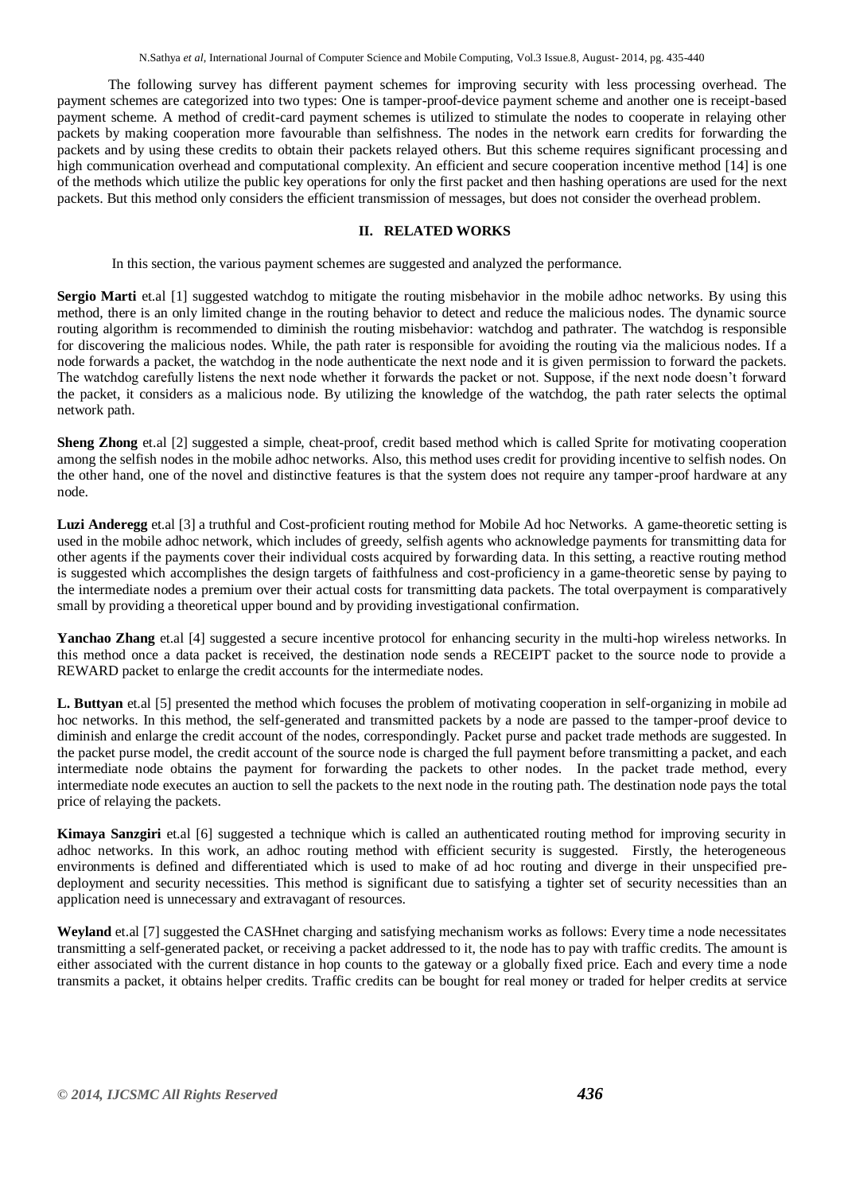The following survey has different payment schemes for improving security with less processing overhead. The payment schemes are categorized into two types: One is tamper-proof-device payment scheme and another one is receipt-based payment scheme. A method of credit-card payment schemes is utilized to stimulate the nodes to cooperate in relaying other packets by making cooperation more favourable than selfishness. The nodes in the network earn credits for forwarding the packets and by using these credits to obtain their packets relayed others. But this scheme requires significant processing and high communication overhead and computational complexity. An efficient and secure cooperation incentive method [14] is one of the methods which utilize the public key operations for only the first packet and then hashing operations are used for the next packets. But this method only considers the efficient transmission of messages, but does not consider the overhead problem.

## II. RELATED WORKS

In this section, the various payment schemes are suggested and analyzed the performance.

**Sergio Marti** et.al [1] suggested watchdog to mitigate the routing misbehavior in the mobile adhoc networks. By using this method, there is an only limited change in the routing behavior to detect and reduce the malicious nodes. The dynamic source routing algorithm is recommended to diminish the routing misbehavior: watchdog and pathrater. The watchdog is responsible for discovering the malicious nodes. While, the path rater is responsible for avoiding the routing via the malicious nodes. If a node forwards a packet, the watchdog in the node authenticate the next node and it is given permission to forward the packets. The watchdog carefully listens the next node whether it forwards the packet or not. Suppose, if the next node doesn't forward the packet, it considers as a malicious node. By utilizing the knowledge of the watchdog, the path rater selects the optimal network path.

**Sheng Zhong** et.al [2] suggested a simple, cheat-proof, credit based method which is called Sprite for motivating cooperation among the selfish nodes in the mobile adhoc networks. Also, this method uses credit for providing incentive to selfish nodes. On the other hand, one of the novel and distinctive features is that the system does not require any tamper-proof hardware at any node.

**Luzi Anderegg** et.al [3] a truthful and Cost-proficient routing method for Mobile Ad hoc Networks. A game-theoretic setting is used in the mobile adhoc network, which includes of greedy, selfish agents who acknowledge payments for transmitting data for other agents if the payments cover their individual costs acquired by forwarding data. In this setting, a reactive routing method is suggested which accomplishes the design targets of faithfulness and cost-proficiency in a game-theoretic sense by paying to the intermediate nodes a premium over their actual costs for transmitting data packets. The total overpayment is comparatively small by providing a theoretical upper bound and by providing investigational confirmation.

**Yanchao Zhang** et.al [4] suggested a secure incentive protocol for enhancing security in the multi-hop wireless networks. In this method once a data packet is received, the destination node sends a RECEIPT packet to the source node to provide a REWARD packet to enlarge the credit accounts for the intermediate nodes.

**L. Buttyan** et.al [5] presented the method which focuses the problem of motivating cooperation in self-organizing in mobile ad hoc networks. In this method, the self-generated and transmitted packets by a node are passed to the tamper-proof device to diminish and enlarge the credit account of the nodes, correspondingly. Packet purse and packet trade methods are suggested. In the packet purse model, the credit account of the source node is charged the full payment before transmitting a packet, and each intermediate node obtains the payment for forwarding the packets to other nodes. In the packet trade method, every intermediate node executes an auction to sell the packets to the next node in the routing path. The destination node pays the total price of relaying the packets.

**Kimaya Sanzgiri** et.al [6] suggested a technique which is called an authenticated routing method for improving security in adhoc networks. In this work, an adhoc routing method with efficient security is suggested. Firstly, the heterogeneous environments is defined and differentiated which is used to make of ad hoc routing and diverge in their unspecified pre-deployment and security necessities. This method is significant due to satisfying a tighter set of security necessities than an application need is unnecessary and extravagant of resources.

**Weyland** et.al [7] suggested the CASHnet charging and satisfying mechanism works as follows: Every time a node necessitates transmitting a self-generated packet, or receiving a packet addressed to it, the node has to pay with traffic credits. The amount is either associated with the current distance in hop counts to the gateway or a globally fixed price. Each and every time a node transmits a packet, it obtains helper credits. Traffic credits can be bought for real money or traded for helper credits at service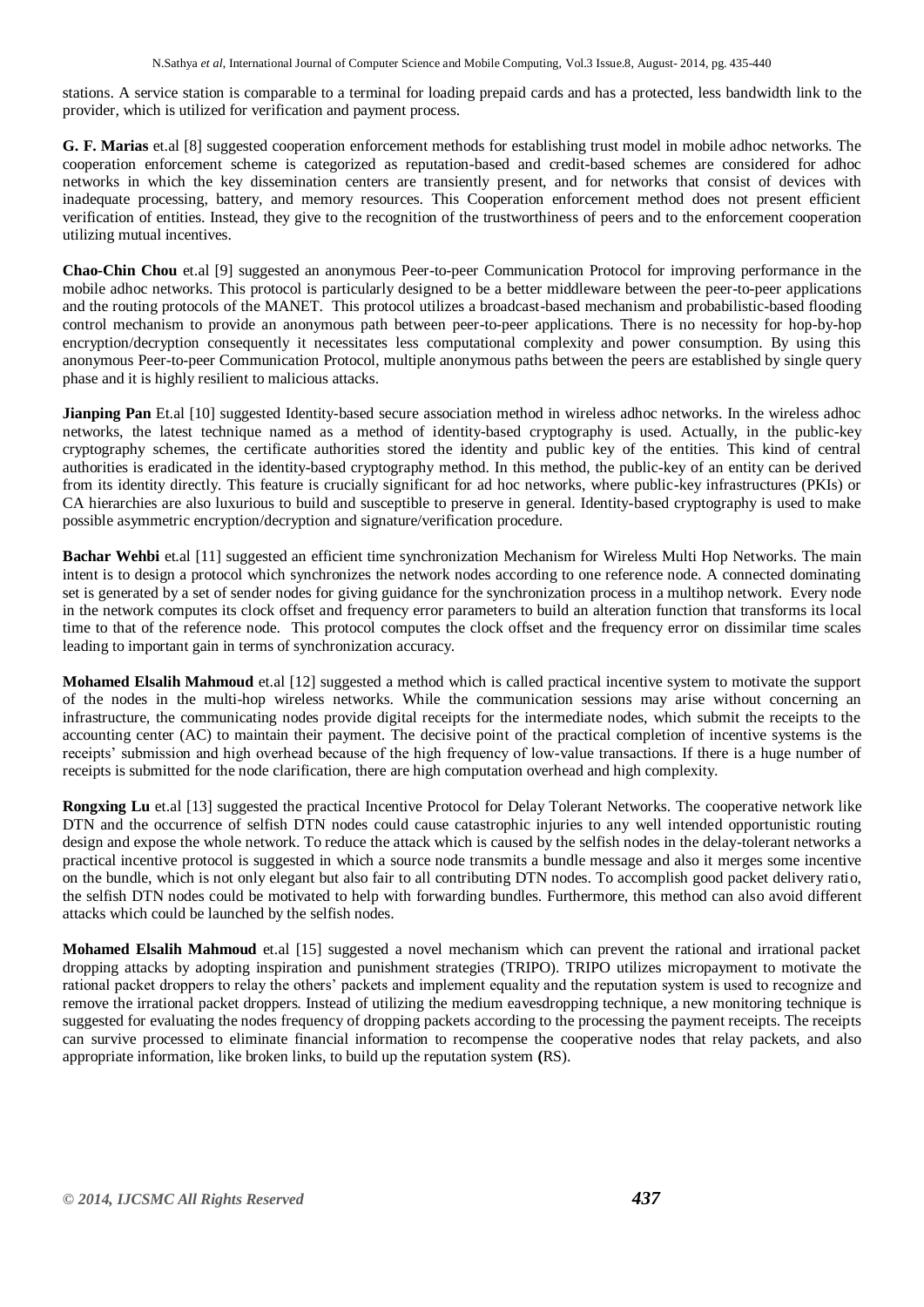stations. A service station is comparable to a terminal for loading prepaid cards and has a protected, less bandwidth link to the provider, which is utilized for verification and payment process.

**G. F. Marias** et.al [8] suggested cooperation enforcement methods for establishing trust model in mobile adhoc networks. The cooperation enforcement scheme is categorized as reputation-based and credit-based schemes are considered for adhoc networks in which the key dissemination centers are transiently present, and for networks that consist of devices with inadequate processing, battery, and memory resources. This Cooperation enforcement method does not present efficient verification of entities. Instead, they give to the recognition of the trustworthiness of peers and to the enforcement cooperation utilizing mutual incentives.

**Chao-Chin Chou** et.al [9] suggested an anonymous Peer-to-peer Communication Protocol for improving performance in the mobile adhoc networks. This protocol is particularly designed to be a better middleware between the peer-to-peer applications and the routing protocols of the MANET. This protocol utilizes a broadcast-based mechanism and probabilistic-based flooding control mechanism to provide an anonymous path between peer-to-peer applications. There is no necessity for hop-by-hop encryption/decryption consequently it necessitates less computational complexity and power consumption. By using this anonymous Peer-to-peer Communication Protocol, multiple anonymous paths between the peers are established by single query phase and it is highly resilient to malicious attacks.

**Jianping Pan** Et.al [10] suggested Identity-based secure association method in wireless adhoc networks. In the wireless adhoc networks, the latest technique named as a method of identity-based cryptography is used. Actually, in the public-key cryptography schemes, the certificate authorities stored the identity and public key of the entities. This kind of central authorities is eradicated in the identity-based cryptography method. In this method, the public-key of an entity can be derived from its identity directly. This feature is crucially significant for ad hoc networks, where public-key infrastructures (PKIs) or CA hierarchies are also luxurious to build and susceptible to preserve in general. Identity-based cryptography is used to make possible asymmetric encryption/decryption and signature/verification procedure.

**Bachar Wehbi** et.al [11] suggested an efficient time synchronization Mechanism for Wireless Multi Hop Networks. The main intent is to design a protocol which synchronizes the network nodes according to one reference node. A connected dominating set is generated by a set of sender nodes for giving guidance for the synchronization process in a multihop network. Every node in the network computes its clock offset and frequency error parameters to build an alteration function that transforms its local time to that of the reference node. This protocol computes the clock offset and the frequency error on dissimilar time scales leading to important gain in terms of synchronization accuracy.

**Mohamed Elsalih Mahmoud** et.al [12] suggested a method which is called practical incentive system to motivate the support of the nodes in the multi-hop wireless networks. While the communication sessions may arise without concerning an infrastructure, the communicating nodes provide digital receipts for the intermediate nodes, which submit the receipts to the accounting center (AC) to maintain their payment. The decisive point of the practical completion of incentive systems is the receipts' submission and high overhead because of the high frequency of low-value transactions. If there is a huge number of receipts is submitted for the node clarification, there are high computation overhead and high complexity.

**Rongxing Lu** et.al [13] suggested the practical Incentive Protocol for Delay Tolerant Networks. The cooperative network like DTN and the occurrence of selfish DTN nodes could cause catastrophic injuries to any well intended opportunistic routing design and expose the whole network. To reduce the attack which is caused by the selfish nodes in the delay-tolerant networks a practical incentive protocol is suggested in which a source node transmits a bundle message and also it merges some incentive on the bundle, which is not only elegant but also fair to all contributing DTN nodes. To accomplish good packet delivery ratio, the selfish DTN nodes could be motivated to help with forwarding bundles. Furthermore, this method can also avoid different attacks which could be launched by the selfish nodes.

**Mohamed Elsalih Mahmoud** et.al [15] suggested a novel mechanism which can prevent the rational and irrational packet dropping attacks by adopting inspiration and punishment strategies (TRIPO). TRIPO utilizes micropayment to motivate the rational packet droppers to relay the others' packets and implement equality and the reputation system is used to recognize and remove the irrational packet droppers. Instead of utilizing the medium eavesdropping technique, a new monitoring technique is suggested for evaluating the nodes frequency of dropping packets according to the processing the payment receipts. The receipts can survive processed to eliminate financial information to recompense the cooperative nodes that relay packets, and also appropriate information, like broken links, to build up the reputation system (RS).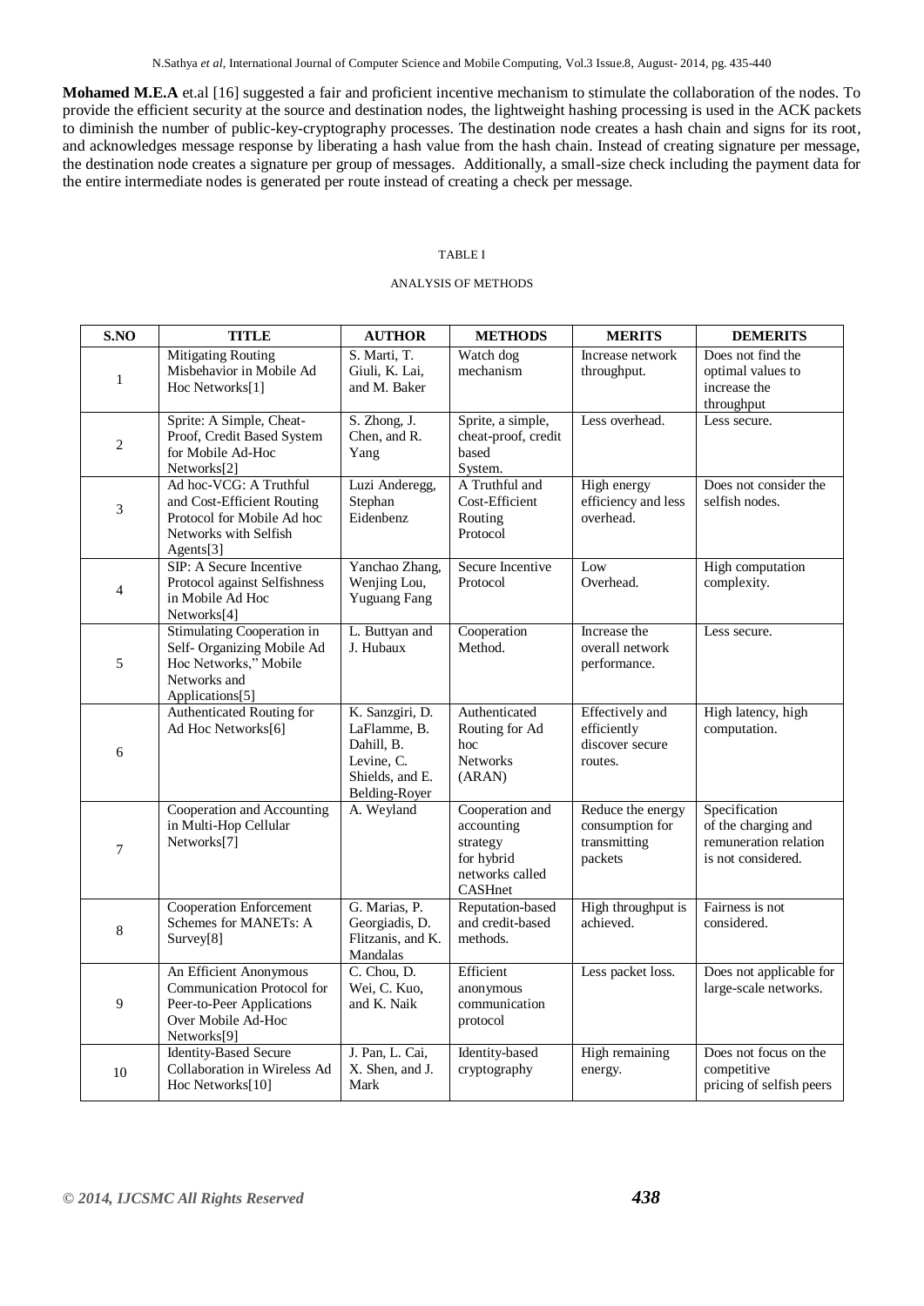**Mohamed M.E.A** et.al [16] suggested a fair and proficient incentive mechanism to stimulate the collaboration of the nodes. To provide the efficient security at the source and destination nodes, the lightweight hashing processing is used in the ACK packets to diminish the number of public-key-cryptography processes. The destination node creates a hash chain and signs for its root, and acknowledges message response by liberating a hash value from the hash chain. Instead of creating signature per message, the destination node creates a signature per group of messages. Additionally, a small-size check including the payment data for the entire intermediate nodes is generated per route instead of creating a check per message.

TABLE I

ANALYSIS OF METHODS

| S.NO | TITLE | AUTHOR | METHODS | MERITS | DEMERITS |
|---|---|---|---|---|---|
| 1 | Mitigating Routing Misbehavior in Mobile Ad Hoc Networks[1] | S. Marti, T. Giuli, K. Lai, and M. Baker | Watch dog mechanism | Increase network throughput. | Does not find the optimal values to increase the throughput |
| 2 | Sprite: A Simple, Cheat-Proof, Credit Based System for Mobile Ad-Hoc Networks[2] | S. Zhong, J. Chen, and R. Yang | Sprite, a simple, cheat-proof, credit based System. | Less overhead. | Less secure. |
| 3 | Ad hoc-VCG: A Truthful and Cost-Efficient Routing Protocol for Mobile Ad hoc Networks with Selfish Agents[3] | Luzi Anderegg, Stephan Eidenbenz | A Truthful and Cost-Efficient Routing Protocol | High energy efficiency and less overhead. | Does not consider the selfish nodes. |
| 4 | SIP: A Secure Incentive Protocol against Selfishness in Mobile Ad Hoc Networks[4] | Yanchao Zhang, Wenjing Lou, Yuguang Fang | Secure Incentive Protocol | Low Overhead. | High computation complexity. |
| 5 | Stimulating Cooperation in Self- Organizing Mobile Ad Hoc Networks," Mobile Networks and Applications[5] | L. Buttyan and J. Hubaux | Cooperation Method. | Increase the overall network performance. | Less secure. |
| 6 | Authenticated Routing for Ad Hoc Networks[6] | K. Sanzgiri, D. LaFlamme, B. Dahill, B. Levine, C. Shields, and E. Belding-Royer | Authenticated Routing for Ad hoc Networks (ARAN) | Effectively and efficiently discover secure routes. | High latency, high computation. |
| 7 | Cooperation and Accounting in Multi-Hop Cellular Networks[7] | A. Weyland | Cooperation and accounting strategy for hybrid networks called CASHnet | Reduce the energy consumption for transmitting packets | Specification of the charging and remuneration relation is not considered. |
| 8 | Cooperation Enforcement Schemes for MANETs: A Survey[8] | G. Marias, P. Georgiadis, D. Flitzanis, and K. Mandalas | Reputation-based and credit-based methods. | High throughput is achieved. | Fairness is not considered. |
| 9 | An Efficient Anonymous Communication Protocol for Peer-to-Peer Applications Over Mobile Ad-Hoc Networks[9] | C. Chou, D. Wei, C. Kuo, and K. Naik | Efficient anonymous communication protocol | Less packet loss. | Does not applicable for large-scale networks. |
| 10 | Identity-Based Secure Collaboration in Wireless Ad Hoc Networks[10] | J. Pan, L. Cai, X. Shen, and J. Mark | Identity-based cryptography | High remaining energy. | Does not focus on the competitive pricing of selfish peers |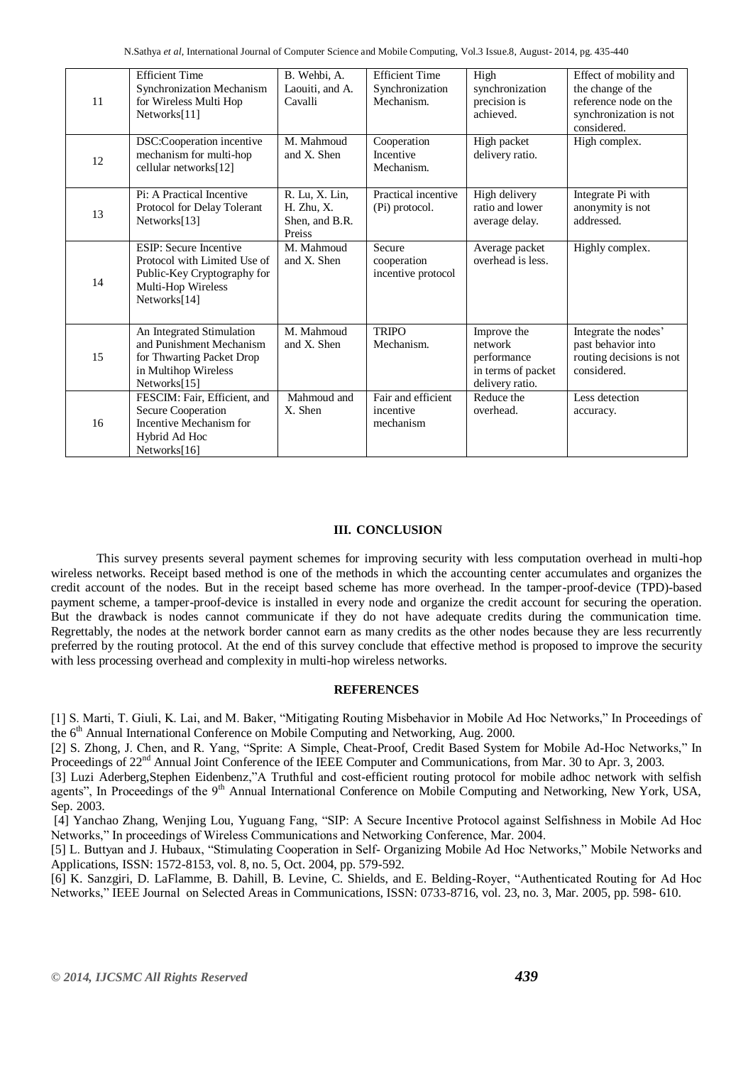| 11 | Efficient Time Synchronization Mechanism for Wireless Multi Hop Networks[11] | B. Wehbi, A. Laouiti, and A. Cavalli | Efficient Time Synchronization Mechanism. | High synchronization precision is achieved. | Effect of mobility and the change of the reference node on the synchronization is not considered. |
|---|---|---|---|---|---|
| 12 | DSC:Cooperation incentive mechanism for multi-hop cellular networks[12] | M. Mahmoud and X. Shen | Cooperation Incentive Mechanism. | High packet delivery ratio. | High complex. |
| 13 | Pi: A Practical Incentive Protocol for Delay Tolerant Networks[13] | R. Lu, X. Lin, H. Zhu, X. Shen, and B.R. Preiss | Practical incentive (Pi) protocol. | High delivery ratio and lower average delay. | Integrate Pi with anonymity is not addressed. |
| 14 | ESIP: Secure Incentive Protocol with Limited Use of Public-Key Cryptography for Multi-Hop Wireless Networks[14] | M. Mahmoud and X. Shen | Secure cooperation incentive protocol | Average packet overhead is less. | Highly complex. |
| 15 | An Integrated Stimulation and Punishment Mechanism for Thwarting Packet Drop in Multihop Wireless Networks[15] | M. Mahmoud and X. Shen | TRIPO Mechanism. | Improve the network performance in terms of packet delivery ratio. | Integrate the nodes' past behavior into routing decisions is not considered. |
| 16 | FESCIM: Fair, Efficient, and Secure Cooperation Incentive Mechanism for Hybrid Ad Hoc Networks[16] | Mahmoud and X. Shen | Fair and efficient incentive mechanism | Reduce the overhead. | Less detection accuracy. |

## III. CONCLUSION

This survey presents several payment schemes for improving security with less computation overhead in multi-hop wireless networks. Receipt based method is one of the methods in which the accounting center accumulates and organizes the credit account of the nodes. But in the receipt based scheme has more overhead. In the tamper-proof-device (TPD)-based payment scheme, a tamper-proof-device is installed in every node and organize the credit account for securing the operation. But the drawback is nodes cannot communicate if they do not have adequate credits during the communication time. Regrettably, the nodes at the network border cannot earn as many credits as the other nodes because they are less recurrently preferred by the routing protocol. At the end of this survey conclude that effective method is proposed to improve the security with less processing overhead and complexity in multi-hop wireless networks.

## REFERENCES

[1] S. Marti, T. Giuli, K. Lai, and M. Baker, "Mitigating Routing Misbehavior in Mobile Ad Hoc Networks," In Proceedings of the 6th Annual International Conference on Mobile Computing and Networking, Aug. 2000.

[2] S. Zhong, J. Chen, and R. Yang, "Sprite: A Simple, Cheat-Proof, Credit Based System for Mobile Ad-Hoc Networks," In Proceedings of 22nd Annual Joint Conference of the IEEE Computer and Communications, from Mar. 30 to Apr. 3, 2003.

[3] Luzi Aderberg,Stephen Eidenbenz,"A Truthful and cost-efficient routing protocol for mobile adhoc network with selfish agents", In Proceedings of the 9th Annual International Conference on Mobile Computing and Networking, New York, USA, Sep. 2003.

[4] Yanchao Zhang, Wenjing Lou, Yuguang Fang, "SIP: A Secure Incentive Protocol against Selfishness in Mobile Ad Hoc Networks," In proceedings of Wireless Communications and Networking Conference, Mar. 2004.

[5] L. Buttyan and J. Hubaux, "Stimulating Cooperation in Self- Organizing Mobile Ad Hoc Networks," Mobile Networks and Applications, ISSN: 1572-8153, vol. 8, no. 5, Oct. 2004, pp. 579-592.

[6] K. Sanzgiri, D. LaFlamme, B. Dahill, B. Levine, C. Shields, and E. Belding-Royer, "Authenticated Routing for Ad Hoc Networks," IEEE Journal on Selected Areas in Communications, ISSN: 0733-8716, vol. 23, no. 3, Mar. 2005, pp. 598- 610.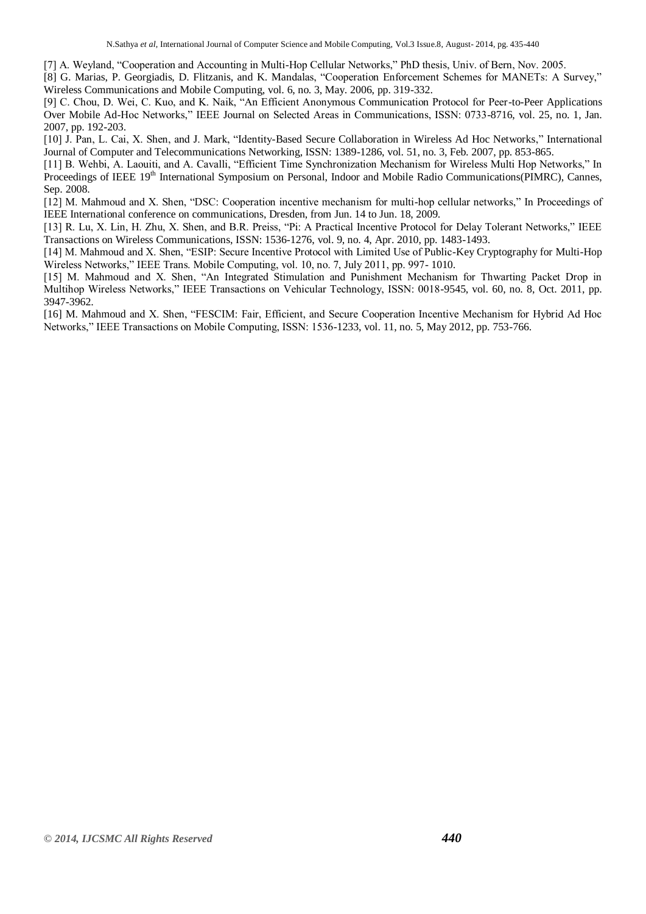[7] A. Weyland, "Cooperation and Accounting in Multi-Hop Cellular Networks," PhD thesis, Univ. of Bern, Nov. 2005.

[8] G. Marias, P. Georgiadis, D. Flitzanis, and K. Mandalas, "Cooperation Enforcement Schemes for MANETs: A Survey," Wireless Communications and Mobile Computing, vol. 6, no. 3, May. 2006, pp. 319-332.

[9] C. Chou, D. Wei, C. Kuo, and K. Naik, "An Efficient Anonymous Communication Protocol for Peer-to-Peer Applications Over Mobile Ad-Hoc Networks," IEEE Journal on Selected Areas in Communications, ISSN: 0733-8716, vol. 25, no. 1, Jan. 2007, pp. 192-203.

[10] J. Pan, L. Cai, X. Shen, and J. Mark, "Identity-Based Secure Collaboration in Wireless Ad Hoc Networks," International Journal of Computer and Telecommunications Networking, ISSN: 1389-1286, vol. 51, no. 3, Feb. 2007, pp. 853-865.

[11] B. Wehbi, A. Laouiti, and A. Cavalli, "Efficient Time Synchronization Mechanism for Wireless Multi Hop Networks," In Proceedings of IEEE 19th International Symposium on Personal, Indoor and Mobile Radio Communications(PIMRC), Cannes, Sep. 2008.

[12] M. Mahmoud and X. Shen, "DSC: Cooperation incentive mechanism for multi-hop cellular networks," In Proceedings of IEEE International conference on communications, Dresden, from Jun. 14 to Jun. 18, 2009.

[13] R. Lu, X. Lin, H. Zhu, X. Shen, and B.R. Preiss, "Pi: A Practical Incentive Protocol for Delay Tolerant Networks," IEEE Transactions on Wireless Communications, ISSN: 1536-1276, vol. 9, no. 4, Apr. 2010, pp. 1483-1493.

[14] M. Mahmoud and X. Shen, "ESIP: Secure Incentive Protocol with Limited Use of Public-Key Cryptography for Multi-Hop Wireless Networks," IEEE Trans. Mobile Computing, vol. 10, no. 7, July 2011, pp. 997- 1010.

[15] M. Mahmoud and X. Shen, "An Integrated Stimulation and Punishment Mechanism for Thwarting Packet Drop in Multihop Wireless Networks," IEEE Transactions on Vehicular Technology, ISSN: 0018-9545, vol. 60, no. 8, Oct. 2011, pp. 3947-3962.

[16] M. Mahmoud and X. Shen, "FESCIM: Fair, Efficient, and Secure Cooperation Incentive Mechanism for Hybrid Ad Hoc Networks," IEEE Transactions on Mobile Computing, ISSN: 1536-1233, vol. 11, no. 5, May 2012, pp. 753-766.